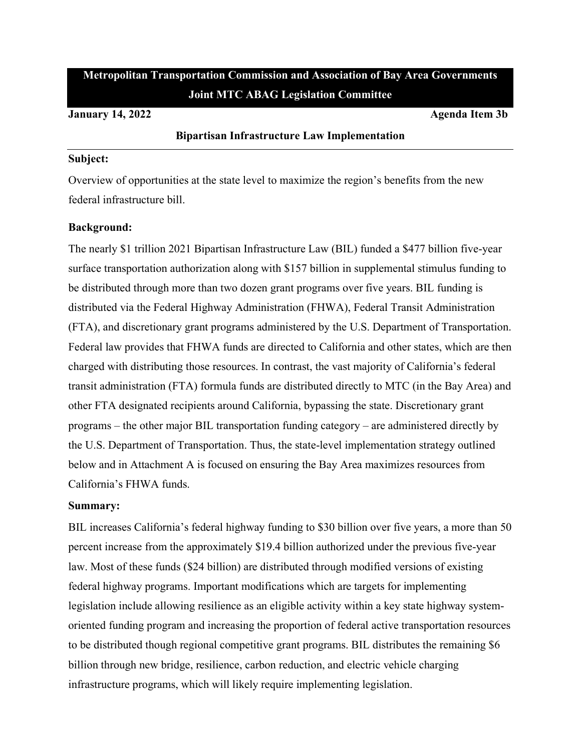**Metropolitan Transportation Commission and Association of Bay Area Governments**
**Joint MTC ABAG Legislation Committee**

**January 14, 2022** **Agenda Item 3b**

## Bipartisan Infrastructure Law Implementation

**Subject:**

Overview of opportunities at the state level to maximize the region's benefits from the new federal infrastructure bill.

**Background:**

The nearly $1 trillion 2021 Bipartisan Infrastructure Law (BIL) funded a $477 billion five-year surface transportation authorization along with $157 billion in supplemental stimulus funding to be distributed through more than two dozen grant programs over five years. BIL funding is distributed via the Federal Highway Administration (FHWA), Federal Transit Administration (FTA), and discretionary grant programs administered by the U.S. Department of Transportation. Federal law provides that FHWA funds are directed to California and other states, which are then charged with distributing those resources. In contrast, the vast majority of California's federal transit administration (FTA) formula funds are distributed directly to MTC (in the Bay Area) and other FTA designated recipients around California, bypassing the state. Discretionary grant programs – the other major BIL transportation funding category – are administered directly by the U.S. Department of Transportation. Thus, the state-level implementation strategy outlined below and in Attachment A is focused on ensuring the Bay Area maximizes resources from California's FHWA funds.

**Summary:**

BIL increases California's federal highway funding to $30 billion over five years, a more than 50 percent increase from the approximately $19.4 billion authorized under the previous five-year law. Most of these funds ($24 billion) are distributed through modified versions of existing federal highway programs. Important modifications which are targets for implementing legislation include allowing resilience as an eligible activity within a key state highway system-oriented funding program and increasing the proportion of federal active transportation resources to be distributed though regional competitive grant programs. BIL distributes the remaining $6 billion through new bridge, resilience, carbon reduction, and electric vehicle charging infrastructure programs, which will likely require implementing legislation.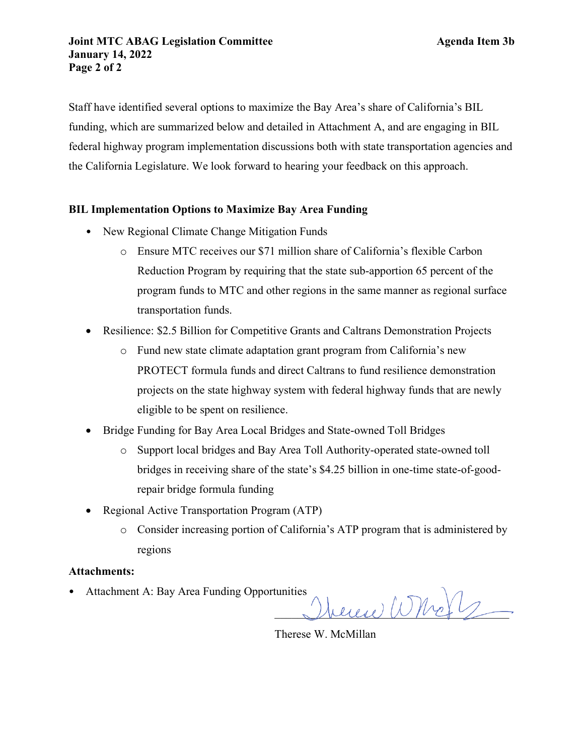Staff have identified several options to maximize the Bay Area's share of California's BIL funding, which are summarized below and detailed in Attachment A, and are engaging in BIL federal highway program implementation discussions both with state transportation agencies and the California Legislature. We look forward to hearing your feedback on this approach.

**BIL Implementation Options to Maximize Bay Area Funding**

- New Regional Climate Change Mitigation Funds
  - Ensure MTC receives our $71 million share of California's flexible Carbon Reduction Program by requiring that the state sub-apportion 65 percent of the program funds to MTC and other regions in the same manner as regional surface transportation funds.
- Resilience: $2.5 Billion for Competitive Grants and Caltrans Demonstration Projects
  - Fund new state climate adaptation grant program from California's new PROTECT formula funds and direct Caltrans to fund resilience demonstration projects on the state highway system with federal highway funds that are newly eligible to be spent on resilience.
- Bridge Funding for Bay Area Local Bridges and State-owned Toll Bridges
  - Support local bridges and Bay Area Toll Authority-operated state-owned toll bridges in receiving share of the state's $4.25 billion in one-time state-of-good-repair bridge formula funding
- Regional Active Transportation Program (ATP)
  - Consider increasing portion of California's ATP program that is administered by regions

**Attachments:**

- Attachment A: Bay Area Funding Opportunities

Therese W. McMillan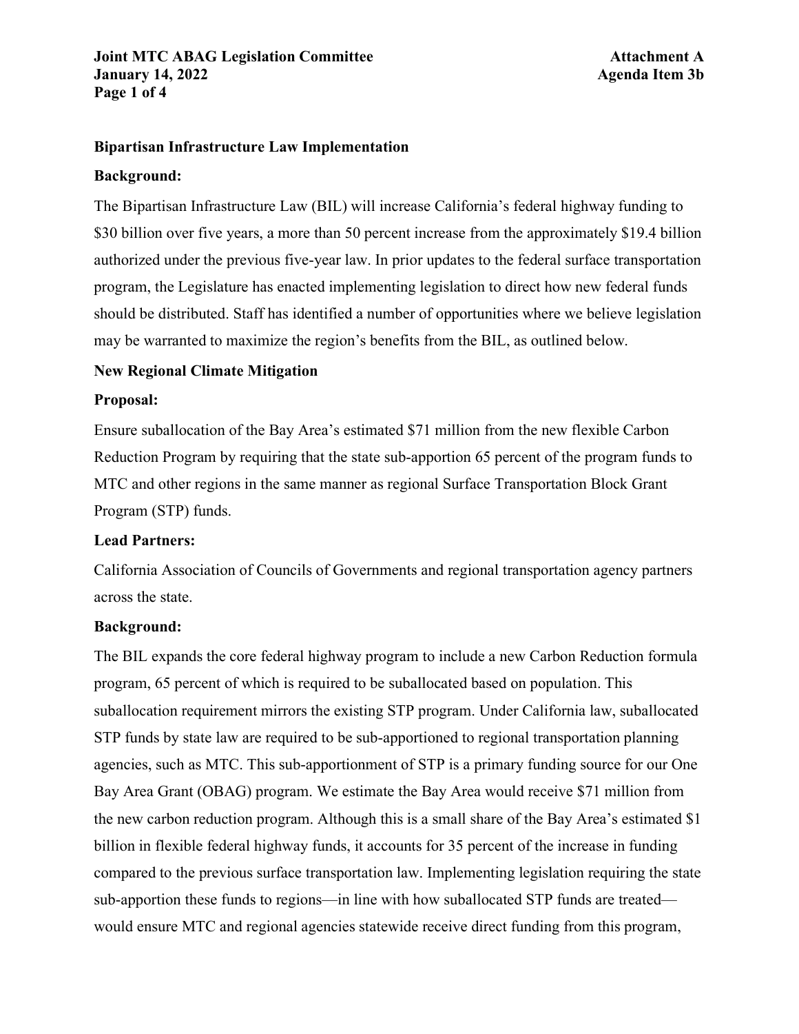**Bipartisan Infrastructure Law Implementation**

**Background:**

The Bipartisan Infrastructure Law (BIL) will increase California's federal highway funding to $30 billion over five years, a more than 50 percent increase from the approximately $19.4 billion authorized under the previous five-year law. In prior updates to the federal surface transportation program, the Legislature has enacted implementing legislation to direct how new federal funds should be distributed. Staff has identified a number of opportunities where we believe legislation may be warranted to maximize the region's benefits from the BIL, as outlined below.

**New Regional Climate Mitigation**

**Proposal:**

Ensure suballocation of the Bay Area's estimated $71 million from the new flexible Carbon Reduction Program by requiring that the state sub-apportion 65 percent of the program funds to MTC and other regions in the same manner as regional Surface Transportation Block Grant Program (STP) funds.

**Lead Partners:**

California Association of Councils of Governments and regional transportation agency partners across the state.

**Background:**

The BIL expands the core federal highway program to include a new Carbon Reduction formula program, 65 percent of which is required to be suballocated based on population. This suballocation requirement mirrors the existing STP program. Under California law, suballocated STP funds by state law are required to be sub-apportioned to regional transportation planning agencies, such as MTC. This sub-apportionment of STP is a primary funding source for our One Bay Area Grant (OBAG) program. We estimate the Bay Area would receive $71 million from the new carbon reduction program. Although this is a small share of the Bay Area's estimated $1 billion in flexible federal highway funds, it accounts for 35 percent of the increase in funding compared to the previous surface transportation law. Implementing legislation requiring the state sub-apportion these funds to regions—in line with how suballocated STP funds are treated—would ensure MTC and regional agencies statewide receive direct funding from this program,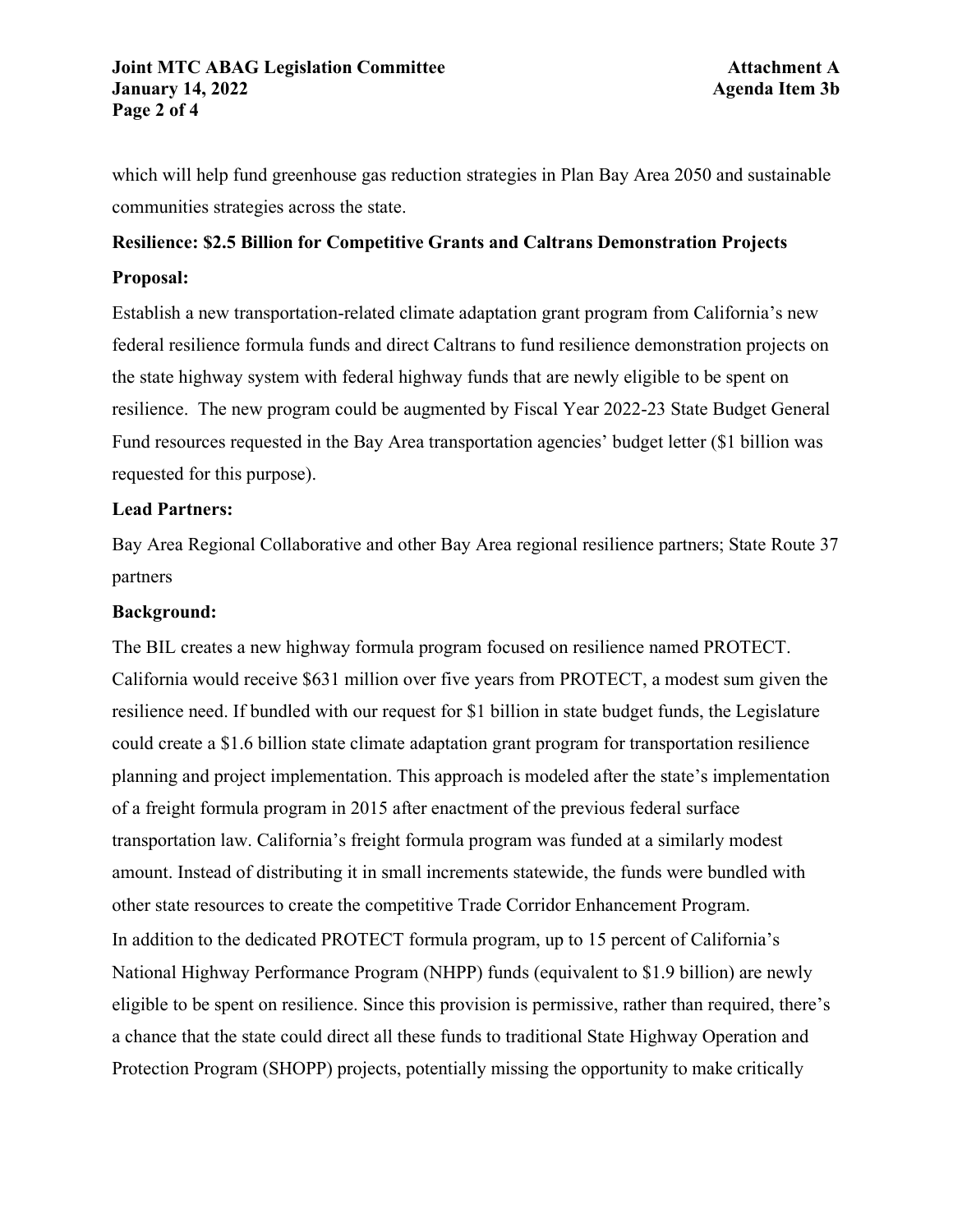which will help fund greenhouse gas reduction strategies in Plan Bay Area 2050 and sustainable communities strategies across the state.

**Resilience: $2.5 Billion for Competitive Grants and Caltrans Demonstration Projects**

**Proposal:**

Establish a new transportation-related climate adaptation grant program from California's new federal resilience formula funds and direct Caltrans to fund resilience demonstration projects on the state highway system with federal highway funds that are newly eligible to be spent on resilience. The new program could be augmented by Fiscal Year 2022-23 State Budget General Fund resources requested in the Bay Area transportation agencies' budget letter ($1 billion was requested for this purpose).

**Lead Partners:**

Bay Area Regional Collaborative and other Bay Area regional resilience partners; State Route 37 partners

**Background:**

The BIL creates a new highway formula program focused on resilience named PROTECT. California would receive $631 million over five years from PROTECT, a modest sum given the resilience need. If bundled with our request for $1 billion in state budget funds, the Legislature could create a $1.6 billion state climate adaptation grant program for transportation resilience planning and project implementation. This approach is modeled after the state's implementation of a freight formula program in 2015 after enactment of the previous federal surface transportation law. California's freight formula program was funded at a similarly modest amount. Instead of distributing it in small increments statewide, the funds were bundled with other state resources to create the competitive Trade Corridor Enhancement Program.

In addition to the dedicated PROTECT formula program, up to 15 percent of California's National Highway Performance Program (NHPP) funds (equivalent to $1.9 billion) are newly eligible to be spent on resilience. Since this provision is permissive, rather than required, there's a chance that the state could direct all these funds to traditional State Highway Operation and Protection Program (SHOPP) projects, potentially missing the opportunity to make critically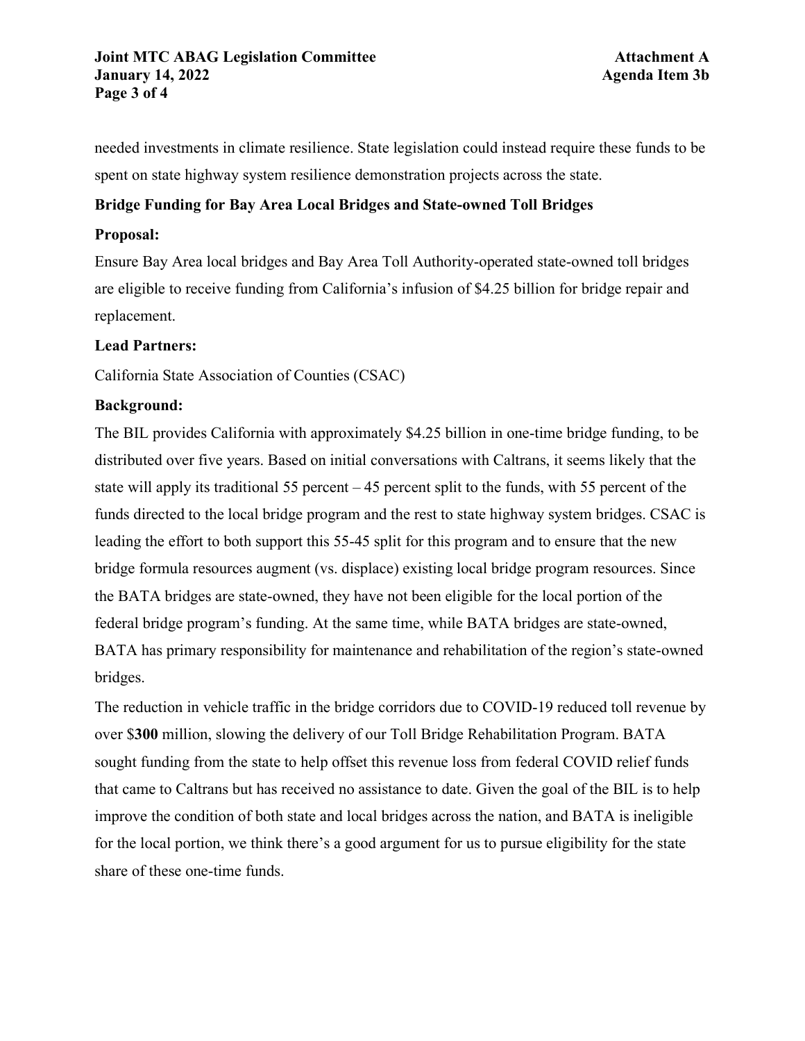needed investments in climate resilience. State legislation could instead require these funds to be spent on state highway system resilience demonstration projects across the state.

**Bridge Funding for Bay Area Local Bridges and State-owned Toll Bridges**

**Proposal:**

Ensure Bay Area local bridges and Bay Area Toll Authority-operated state-owned toll bridges are eligible to receive funding from California's infusion of $4.25 billion for bridge repair and replacement.

**Lead Partners:**

California State Association of Counties (CSAC)

**Background:**

The BIL provides California with approximately $4.25 billion in one-time bridge funding, to be distributed over five years. Based on initial conversations with Caltrans, it seems likely that the state will apply its traditional 55 percent – 45 percent split to the funds, with 55 percent of the funds directed to the local bridge program and the rest to state highway system bridges. CSAC is leading the effort to both support this 55-45 split for this program and to ensure that the new bridge formula resources augment (vs. displace) existing local bridge program resources. Since the BATA bridges are state-owned, they have not been eligible for the local portion of the federal bridge program's funding. At the same time, while BATA bridges are state-owned, BATA has primary responsibility for maintenance and rehabilitation of the region's state-owned bridges.

The reduction in vehicle traffic in the bridge corridors due to COVID-19 reduced toll revenue by over $**300** million, slowing the delivery of our Toll Bridge Rehabilitation Program. BATA sought funding from the state to help offset this revenue loss from federal COVID relief funds that came to Caltrans but has received no assistance to date. Given the goal of the BIL is to help improve the condition of both state and local bridges across the nation, and BATA is ineligible for the local portion, we think there's a good argument for us to pursue eligibility for the state share of these one-time funds.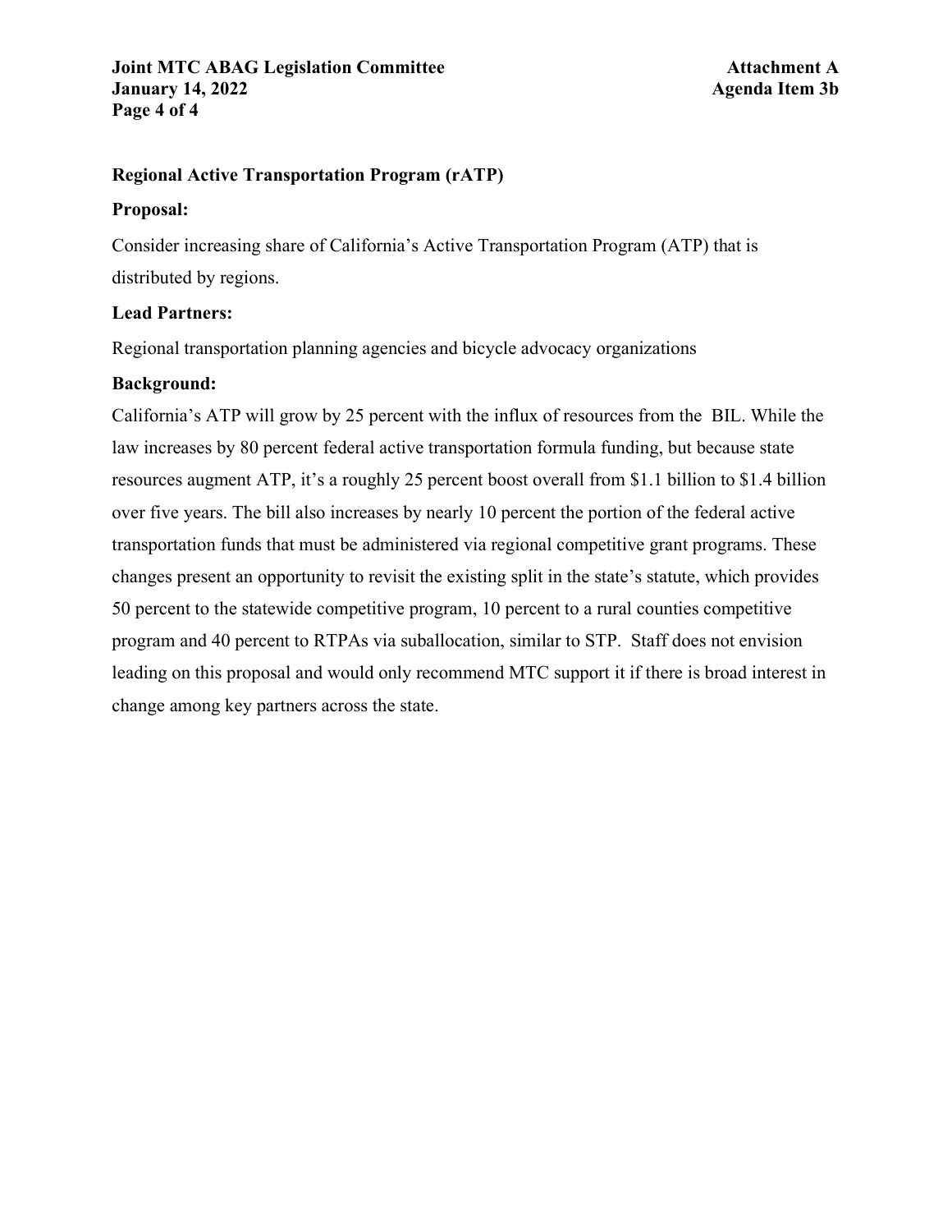**Regional Active Transportation Program (rATP)**

**Proposal:**

Consider increasing share of California's Active Transportation Program (ATP) that is distributed by regions.

**Lead Partners:**

Regional transportation planning agencies and bicycle advocacy organizations

**Background:**

California's ATP will grow by 25 percent with the influx of resources from the BIL. While the law increases by 80 percent federal active transportation formula funding, but because state resources augment ATP, it's a roughly 25 percent boost overall from $1.1 billion to $1.4 billion over five years. The bill also increases by nearly 10 percent the portion of the federal active transportation funds that must be administered via regional competitive grant programs. These changes present an opportunity to revisit the existing split in the state's statute, which provides 50 percent to the statewide competitive program, 10 percent to a rural counties competitive program and 40 percent to RTPAs via suballocation, similar to STP. Staff does not envision leading on this proposal and would only recommend MTC support it if there is broad interest in change among key partners across the state.